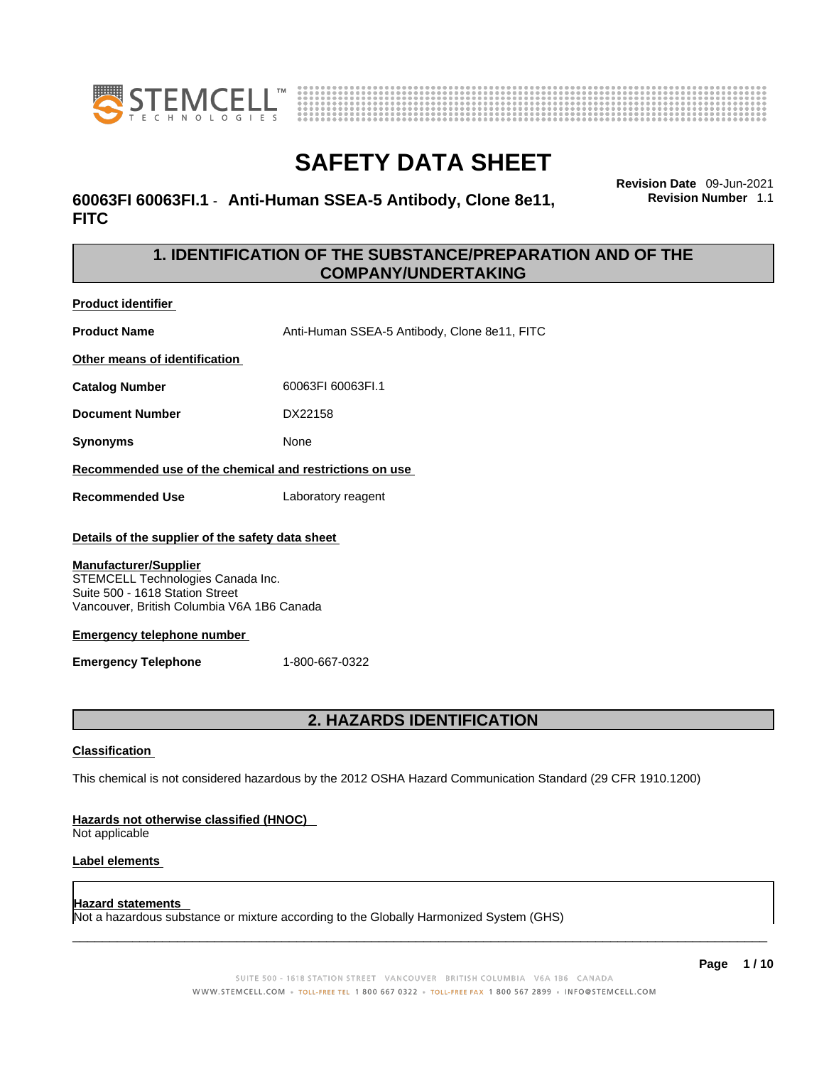# SAFETY DATA SHEET

**60063FI 60063FI.1 - Anti-Human SSEA-5 Antibody, Clone 8e11, FITC**

**Revision Date** 09-Jun-2021
**Revision Number** 1.1

## 1. IDENTIFICATION OF THE SUBSTANCE/PREPARATION AND OF THE COMPANY/UNDERTAKING

**Product identifier**

**Product Name** Anti-Human SSEA-5 Antibody, Clone 8e11, FITC

**Other means of identification**

**Catalog Number** 60063FI 60063FI.1

**Document Number** DX22158

**Synonyms** None

**Recommended use of the chemical and restrictions on use**

**Recommended Use** Laboratory reagent

**Details of the supplier of the safety data sheet**

**Manufacturer/Supplier**
STEMCELL Technologies Canada Inc.
Suite 500 - 1618 Station Street
Vancouver, British Columbia V6A 1B6 Canada

**Emergency telephone number**

**Emergency Telephone** 1-800-667-0322

## 2. HAZARDS IDENTIFICATION

**Classification**

This chemical is not considered hazardous by the 2012 OSHA Hazard Communication Standard (29 CFR 1910.1200)

**Hazards not otherwise classified (HNOC)**
Not applicable

**Label elements**

**Hazard statements**
Not a hazardous substance or mixture according to the Globally Harmonized System (GHS)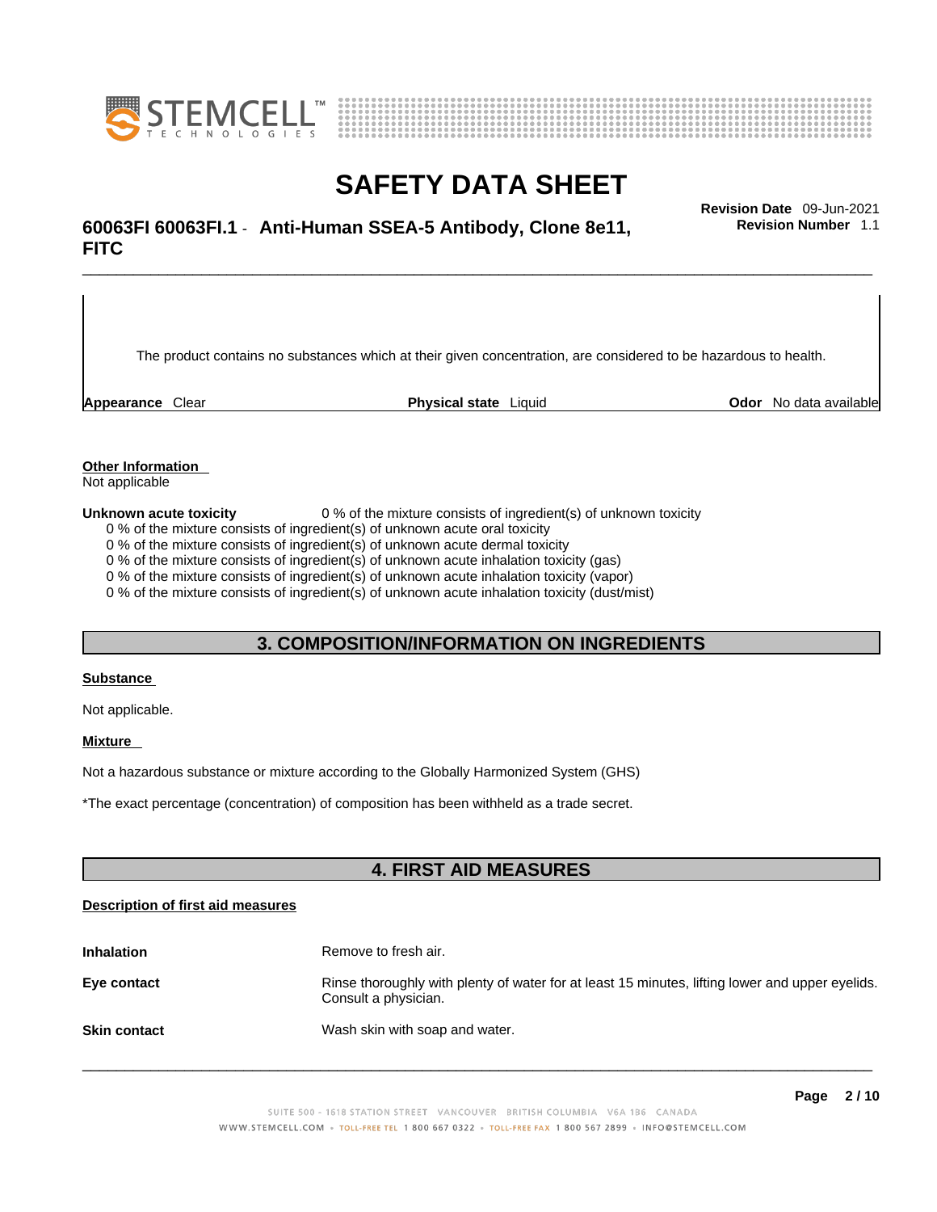The product contains no substances which at their given concentration, are considered to be hazardous to health.

| **Appearance** Clear | **Physical state** Liquid | **Odor** No data available |
|---|---|---|

**Other Information**
Not applicable

**Unknown acute toxicity** 0 % of the mixture consists of ingredient(s) of unknown toxicity

0 % of the mixture consists of ingredient(s) of unknown acute oral toxicity
0 % of the mixture consists of ingredient(s) of unknown acute dermal toxicity
0 % of the mixture consists of ingredient(s) of unknown acute inhalation toxicity (gas)
0 % of the mixture consists of ingredient(s) of unknown acute inhalation toxicity (vapor)
0 % of the mixture consists of ingredient(s) of unknown acute inhalation toxicity (dust/mist)

## 3. COMPOSITION/INFORMATION ON INGREDIENTS

**Substance**

Not applicable.

**Mixture**

Not a hazardous substance or mixture according to the Globally Harmonized System (GHS)

*The exact percentage (concentration) of composition has been withheld as a trade secret.

## 4. FIRST AID MEASURES

**Description of first aid measures**

| | |
|---|---|
| **Inhalation** | Remove to fresh air. |
| **Eye contact** | Rinse thoroughly with plenty of water for at least 15 minutes, lifting lower and upper eyelids. Consult a physician. |
| **Skin contact** | Wash skin with soap and water. |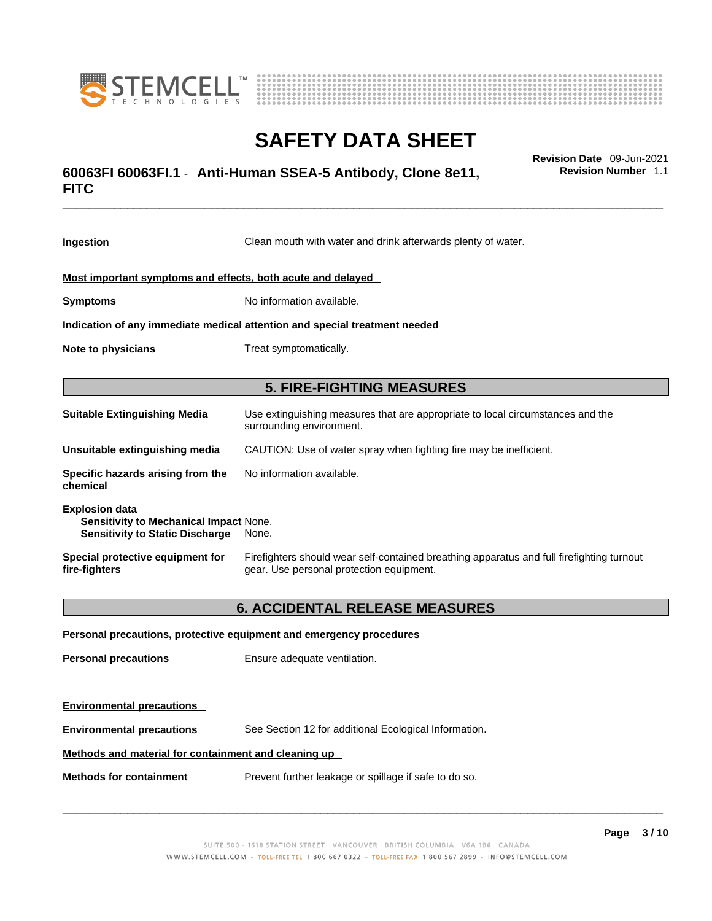| | |
|---|---|
| **Ingestion** | Clean mouth with water and drink afterwards plenty of water. |

**Most important symptoms and effects, both acute and delayed**

| | |
|---|---|
| **Symptoms** | No information available. |

**Indication of any immediate medical attention and special treatment needed**

| | |
|---|---|
| **Note to physicians** | Treat symptomatically. |

## 5. FIRE-FIGHTING MEASURES

| | |
|---|---|
| **Suitable Extinguishing Media** | Use extinguishing measures that are appropriate to local circumstances and the surrounding environment. |
| **Unsuitable extinguishing media** | CAUTION: Use of water spray when fighting fire may be inefficient. |
| **Specific hazards arising from the chemical** | No information available. |

**Explosion data**
- **Sensitivity to Mechanical Impact** None.
- **Sensitivity to Static Discharge** None.

| | |
|---|---|
| **Special protective equipment for fire-fighters** | Firefighters should wear self-contained breathing apparatus and full firefighting turnout gear. Use personal protection equipment. |

## 6. ACCIDENTAL RELEASE MEASURES

**Personal precautions, protective equipment and emergency procedures**

| | |
|---|---|
| **Personal precautions** | Ensure adequate ventilation. |

**Environmental precautions**

| | |
|---|---|
| **Environmental precautions** | See Section 12 for additional Ecological Information. |

**Methods and material for containment and cleaning up**

| | |
|---|---|
| **Methods for containment** | Prevent further leakage or spillage if safe to do so. |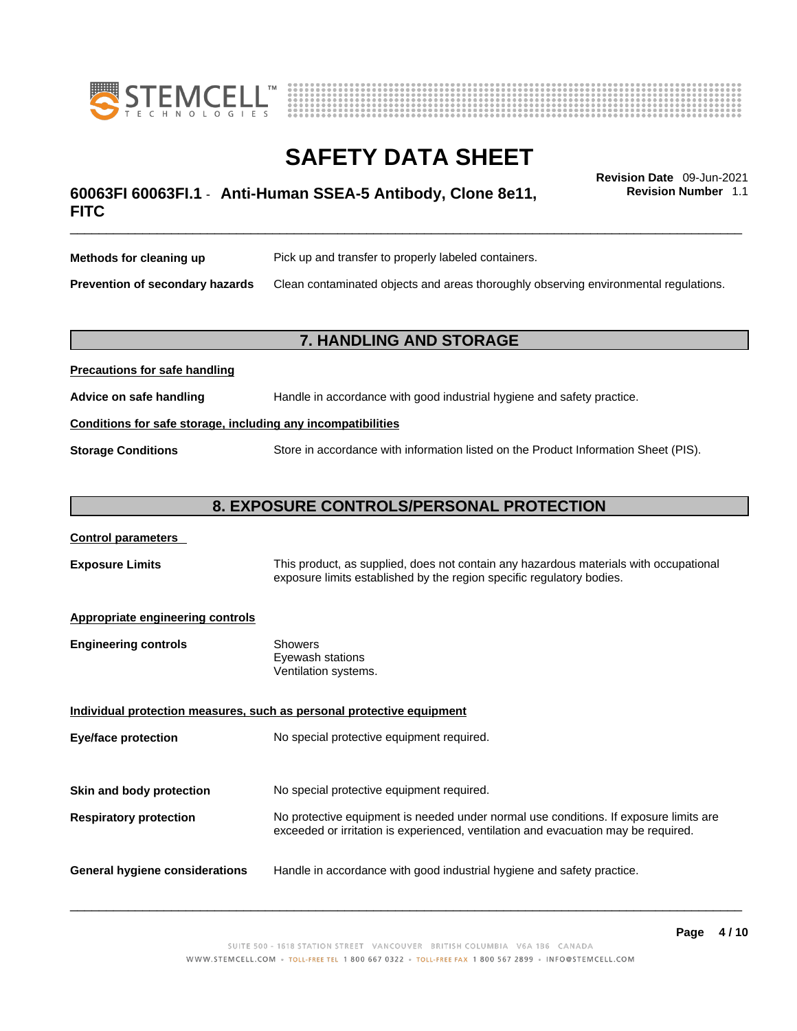| | |
|---|---|
| **Methods for cleaning up** | Pick up and transfer to properly labeled containers. |
| **Prevention of secondary hazards** | Clean contaminated objects and areas thoroughly observing environmental regulations. |

## 7. HANDLING AND STORAGE

**Precautions for safe handling**

| | |
|---|---|
| **Advice on safe handling** | Handle in accordance with good industrial hygiene and safety practice. |

**Conditions for safe storage, including any incompatibilities**

| | |
|---|---|
| **Storage Conditions** | Store in accordance with information listed on the Product Information Sheet (PIS). |

## 8. EXPOSURE CONTROLS/PERSONAL PROTECTION

**Control parameters**

| | |
|---|---|
| **Exposure Limits** | This product, as supplied, does not contain any hazardous materials with occupational exposure limits established by the region specific regulatory bodies. |

**Appropriate engineering controls**

| | |
|---|---|
| **Engineering controls** | Showers<br>Eyewash stations<br>Ventilation systems. |

**Individual protection measures, such as personal protective equipment**

| | |
|---|---|
| **Eye/face protection** | No special protective equipment required. |
| **Skin and body protection** | No special protective equipment required. |
| **Respiratory protection** | No protective equipment is needed under normal use conditions. If exposure limits are exceeded or irritation is experienced, ventilation and evacuation may be required. |
| **General hygiene considerations** | Handle in accordance with good industrial hygiene and safety practice. |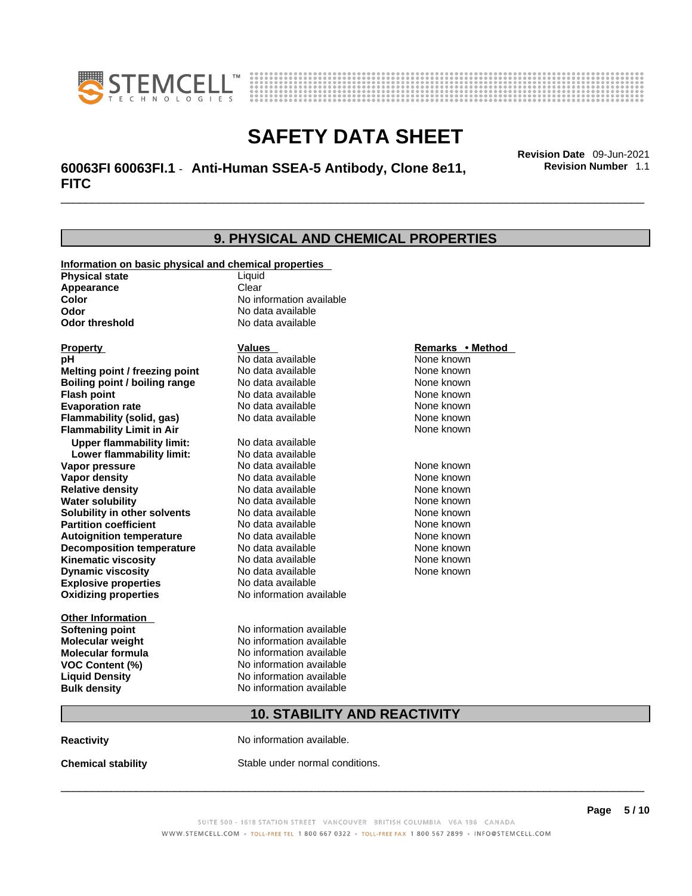# SAFETY DATA SHEET

**60063FI 60063FI.1 - Anti-Human SSEA-5 Antibody, Clone 8e11, FITC**

**Revision Date** 09-Jun-2021
**Revision Number** 1.1

## 9. PHYSICAL AND CHEMICAL PROPERTIES

**Information on basic physical and chemical properties**

| | |
|---|---|
| **Physical state** | Liquid |
| **Appearance** | Clear |
| **Color** | No information available |
| **Odor** | No data available |
| **Odor threshold** | No data available |

| Property | Values | Remarks • Method |
|---|---|---|
| **pH** | No data available | None known |
| **Melting point / freezing point** | No data available | None known |
| **Boiling point / boiling range** | No data available | None known |
| **Flash point** | No data available | None known |
| **Evaporation rate** | No data available | None known |
| **Flammability (solid, gas)** | No data available | None known |
| **Flammability Limit in Air** | | None known |
| **Upper flammability limit:** | No data available | |
| **Lower flammability limit:** | No data available | |
| **Vapor pressure** | No data available | None known |
| **Vapor density** | No data available | None known |
| **Relative density** | No data available | None known |
| **Water solubility** | No data available | None known |
| **Solubility in other solvents** | No data available | None known |
| **Partition coefficient** | No data available | None known |
| **Autoignition temperature** | No data available | None known |
| **Decomposition temperature** | No data available | None known |
| **Kinematic viscosity** | No data available | None known |
| **Dynamic viscosity** | No data available | None known |
| **Explosive properties** | No data available | |
| **Oxidizing properties** | No information available | |

**Other Information**

| | |
|---|---|
| **Softening point** | No information available |
| **Molecular weight** | No information available |
| **Molecular formula** | No information available |
| **VOC Content (%)** | No information available |
| **Liquid Density** | No information available |
| **Bulk density** | No information available |

## 10. STABILITY AND REACTIVITY

**Reactivity** No information available.

**Chemical stability** Stable under normal conditions.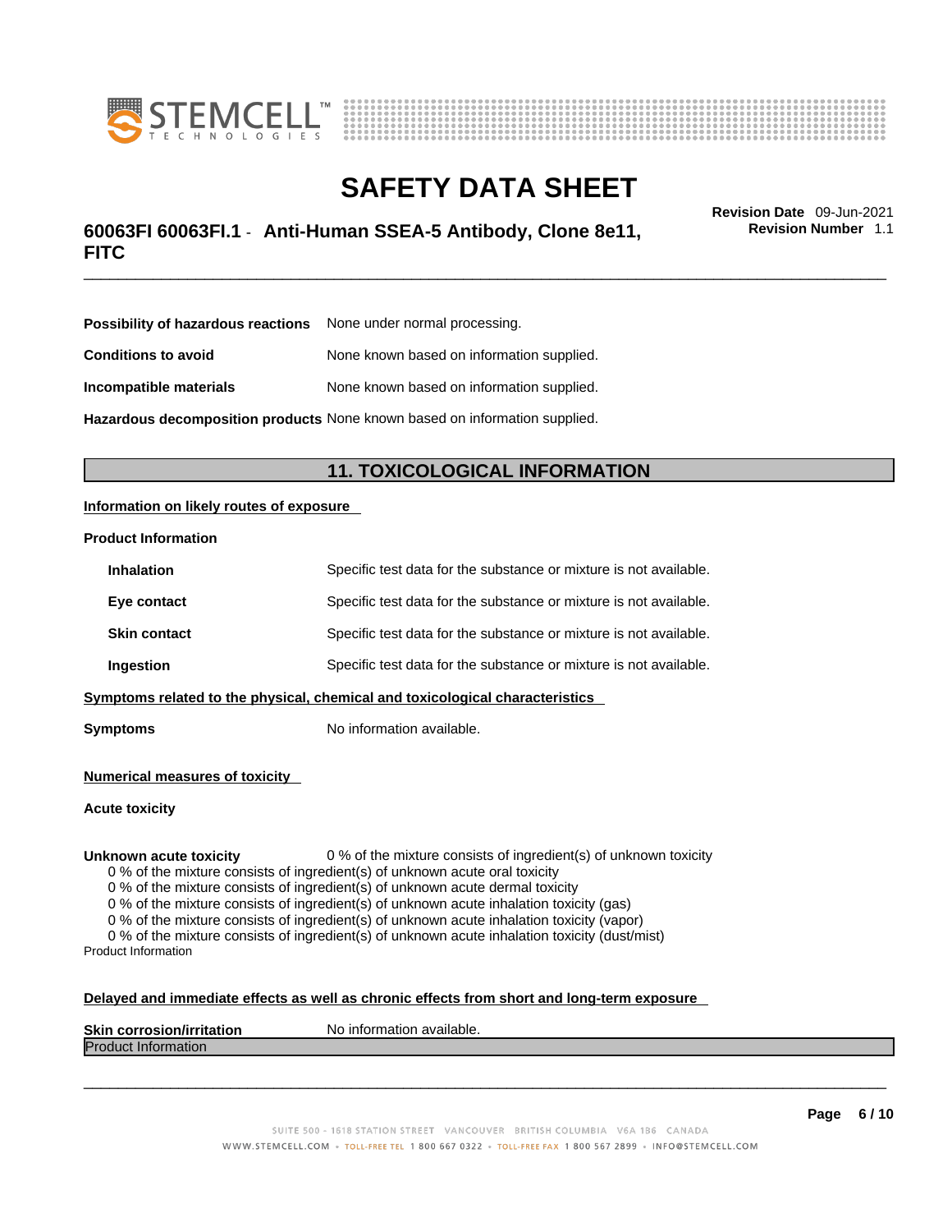| | |
|---|---|
| **Possibility of hazardous reactions** | None under normal processing. |
| **Conditions to avoid** | None known based on information supplied. |
| **Incompatible materials** | None known based on information supplied. |
| **Hazardous decomposition products** | None known based on information supplied. |

## 11. TOXICOLOGICAL INFORMATION

**Information on likely routes of exposure**

**Product Information**

| | |
|---|---|
| **Inhalation** | Specific test data for the substance or mixture is not available. |
| **Eye contact** | Specific test data for the substance or mixture is not available. |
| **Skin contact** | Specific test data for the substance or mixture is not available. |
| **Ingestion** | Specific test data for the substance or mixture is not available. |

**Symptoms related to the physical, chemical and toxicological characteristics**

**Symptoms** No information available.

**Numerical measures of toxicity**

**Acute toxicity**

**Unknown acute toxicity** 0 % of the mixture consists of ingredient(s) of unknown toxicity

0 % of the mixture consists of ingredient(s) of unknown acute oral toxicity
0 % of the mixture consists of ingredient(s) of unknown acute dermal toxicity
0 % of the mixture consists of ingredient(s) of unknown acute inhalation toxicity (gas)
0 % of the mixture consists of ingredient(s) of unknown acute inhalation toxicity (vapor)
0 % of the mixture consists of ingredient(s) of unknown acute inhalation toxicity (dust/mist)

Product Information

**Delayed and immediate effects as well as chronic effects from short and long-term exposure**

**Skin corrosion/irritation** No information available.

Product Information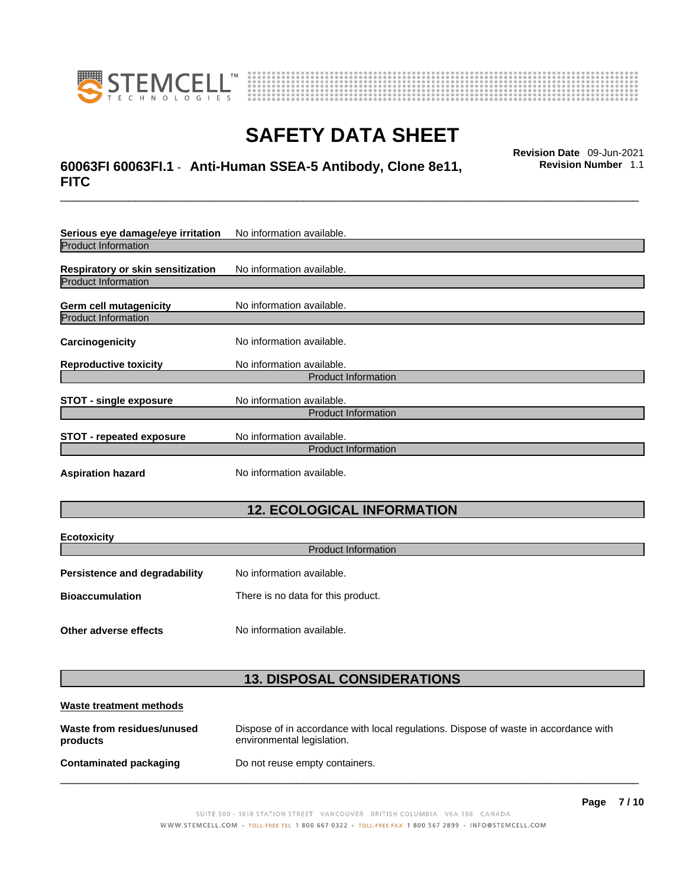**Serious eye damage/eye irritation** No information available.

Product Information

**Respiratory or skin sensitization** No information available.

Product Information

**Germ cell mutagenicity** No information available.

Product Information

**Carcinogenicity** No information available.

**Reproductive toxicity** No information available.

Product Information

**STOT - single exposure** No information available.

Product Information

**STOT - repeated exposure** No information available.

Product Information

**Aspiration hazard** No information available.

## 12. ECOLOGICAL INFORMATION

**Ecotoxicity**

Product Information

**Persistence and degradability** No information available.

**Bioaccumulation** There is no data for this product.

**Other adverse effects** No information available.

## 13. DISPOSAL CONSIDERATIONS

**Waste treatment methods**

**Waste from residues/unused products** Dispose of in accordance with local regulations. Dispose of waste in accordance with environmental legislation.

**Contaminated packaging** Do not reuse empty containers.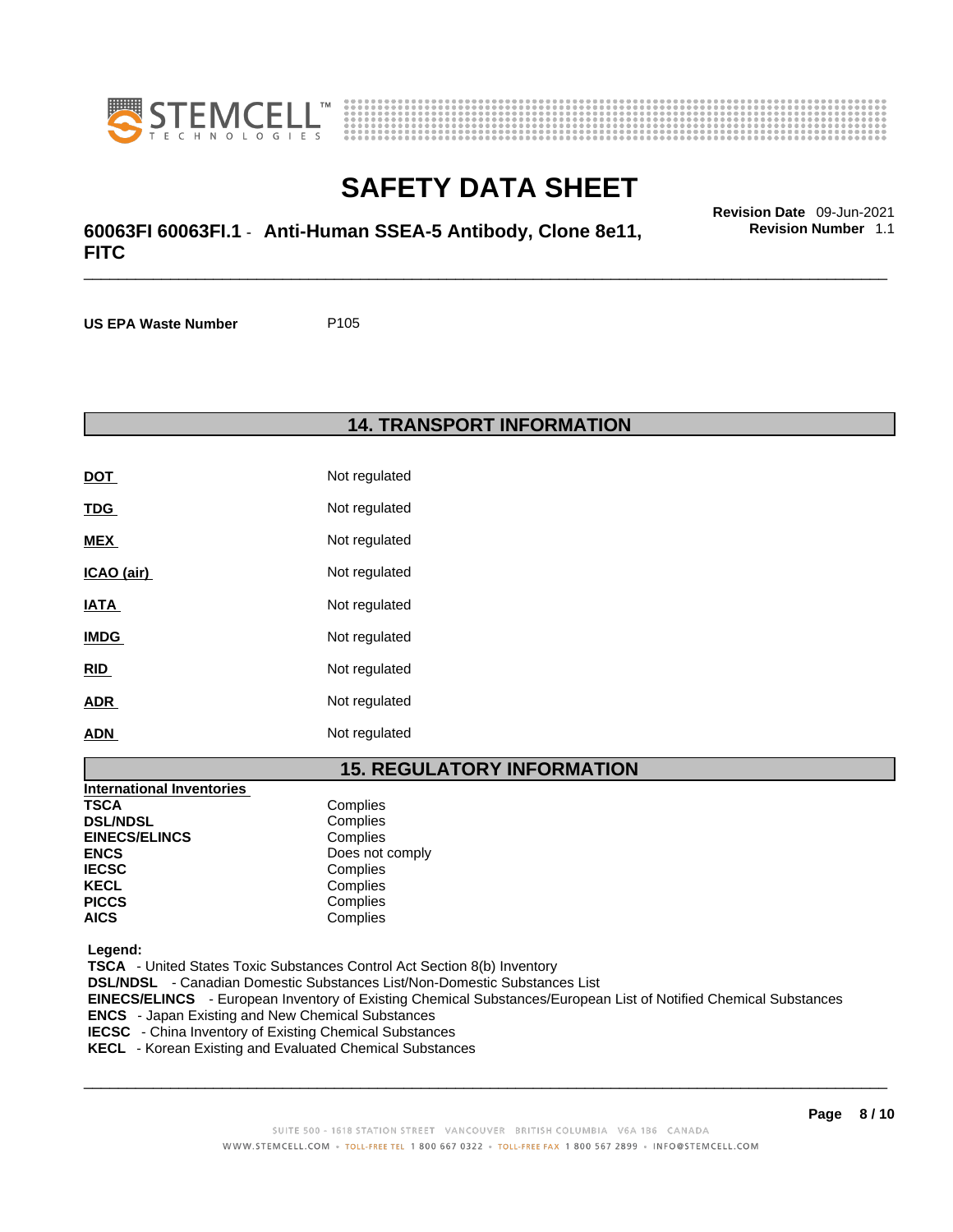**US EPA Waste Number** P105

## 14. TRANSPORT INFORMATION

| | |
|---|---|
| **DOT** | Not regulated |
| **TDG** | Not regulated |
| **MEX** | Not regulated |
| **ICAO (air)** | Not regulated |
| **IATA** | Not regulated |
| **IMDG** | Not regulated |
| **RID** | Not regulated |
| **ADR** | Not regulated |
| **ADN** | Not regulated |

## 15. REGULATORY INFORMATION

**International Inventories**

| | |
|---|---|
| **TSCA** | Complies |
| **DSL/NDSL** | Complies |
| **EINECS/ELINCS** | Complies |
| **ENCS** | Does not comply |
| **IECSC** | Complies |
| **KECL** | Complies |
| **PICCS** | Complies |
| **AICS** | Complies |

**Legend:**

**TSCA** - United States Toxic Substances Control Act Section 8(b) Inventory
**DSL/NDSL** - Canadian Domestic Substances List/Non-Domestic Substances List
**EINECS/ELINCS** - European Inventory of Existing Chemical Substances/European List of Notified Chemical Substances
**ENCS** - Japan Existing and New Chemical Substances
**IECSC** - China Inventory of Existing Chemical Substances
**KECL** - Korean Existing and Evaluated Chemical Substances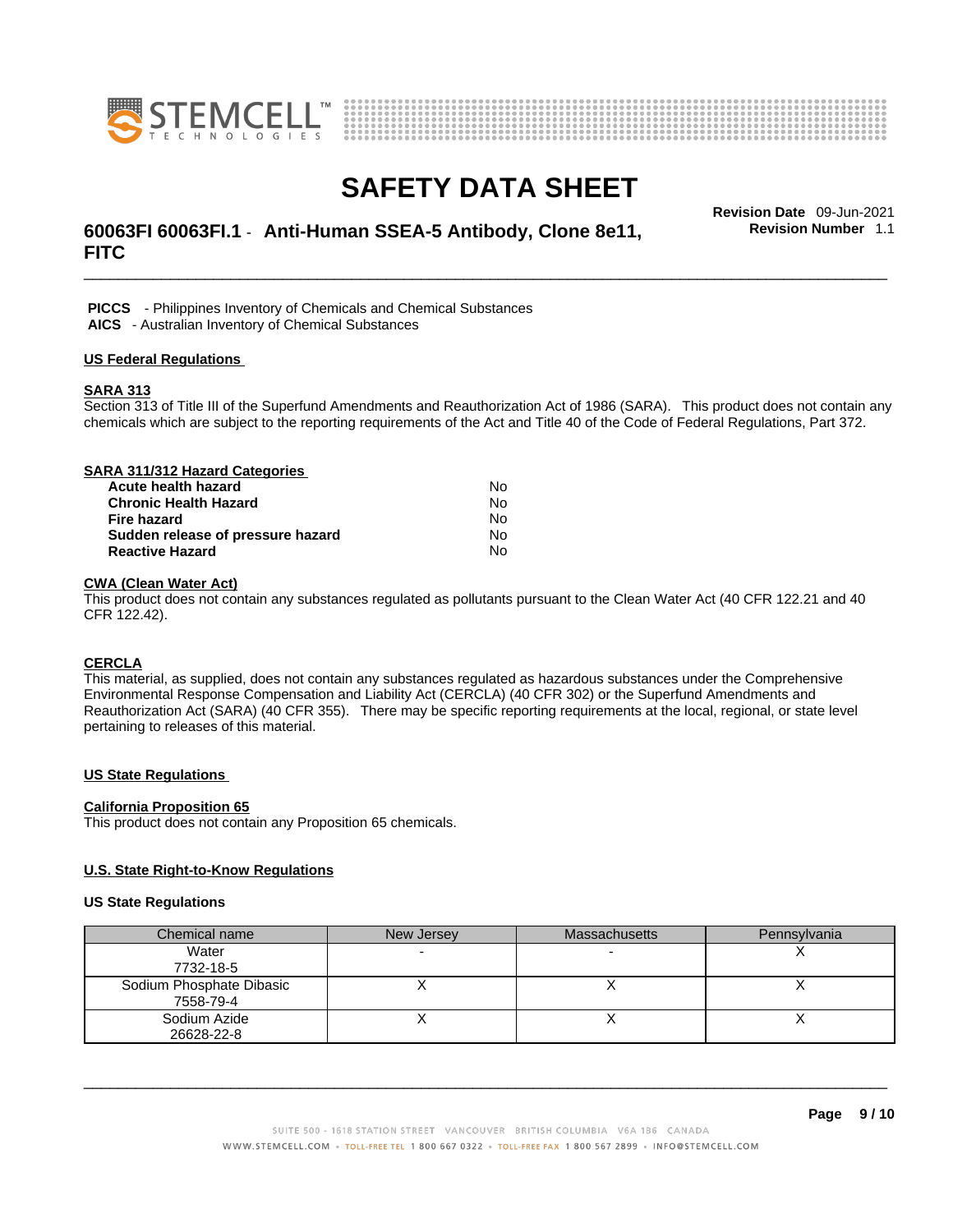**PICCS** - Philippines Inventory of Chemicals and Chemical Substances
**AICS** - Australian Inventory of Chemical Substances

## US Federal Regulations

### SARA 313

Section 313 of Title III of the Superfund Amendments and Reauthorization Act of 1986 (SARA). This product does not contain any chemicals which are subject to the reporting requirements of the Act and Title 40 of the Code of Federal Regulations, Part 372.

### SARA 311/312 Hazard Categories

| | |
|---|---|
| **Acute health hazard** | No |
| **Chronic Health Hazard** | No |
| **Fire hazard** | No |
| **Sudden release of pressure hazard** | No |
| **Reactive Hazard** | No |

### CWA (Clean Water Act)

This product does not contain any substances regulated as pollutants pursuant to the Clean Water Act (40 CFR 122.21 and 40 CFR 122.42).

### CERCLA

This material, as supplied, does not contain any substances regulated as hazardous substances under the Comprehensive Environmental Response Compensation and Liability Act (CERCLA) (40 CFR 302) or the Superfund Amendments and Reauthorization Act (SARA) (40 CFR 355). There may be specific reporting requirements at the local, regional, or state level pertaining to releases of this material.

## US State Regulations

### California Proposition 65

This product does not contain any Proposition 65 chemicals.

### U.S. State Right-to-Know Regulations

**US State Regulations**

| Chemical name | New Jersey | Massachusetts | Pennsylvania |
|---|---|---|---|
| Water<br>7732-18-5 | - | - | X |
| Sodium Phosphate Dibasic<br>7558-79-4 | X | X | X |
| Sodium Azide<br>26628-22-8 | X | X | X |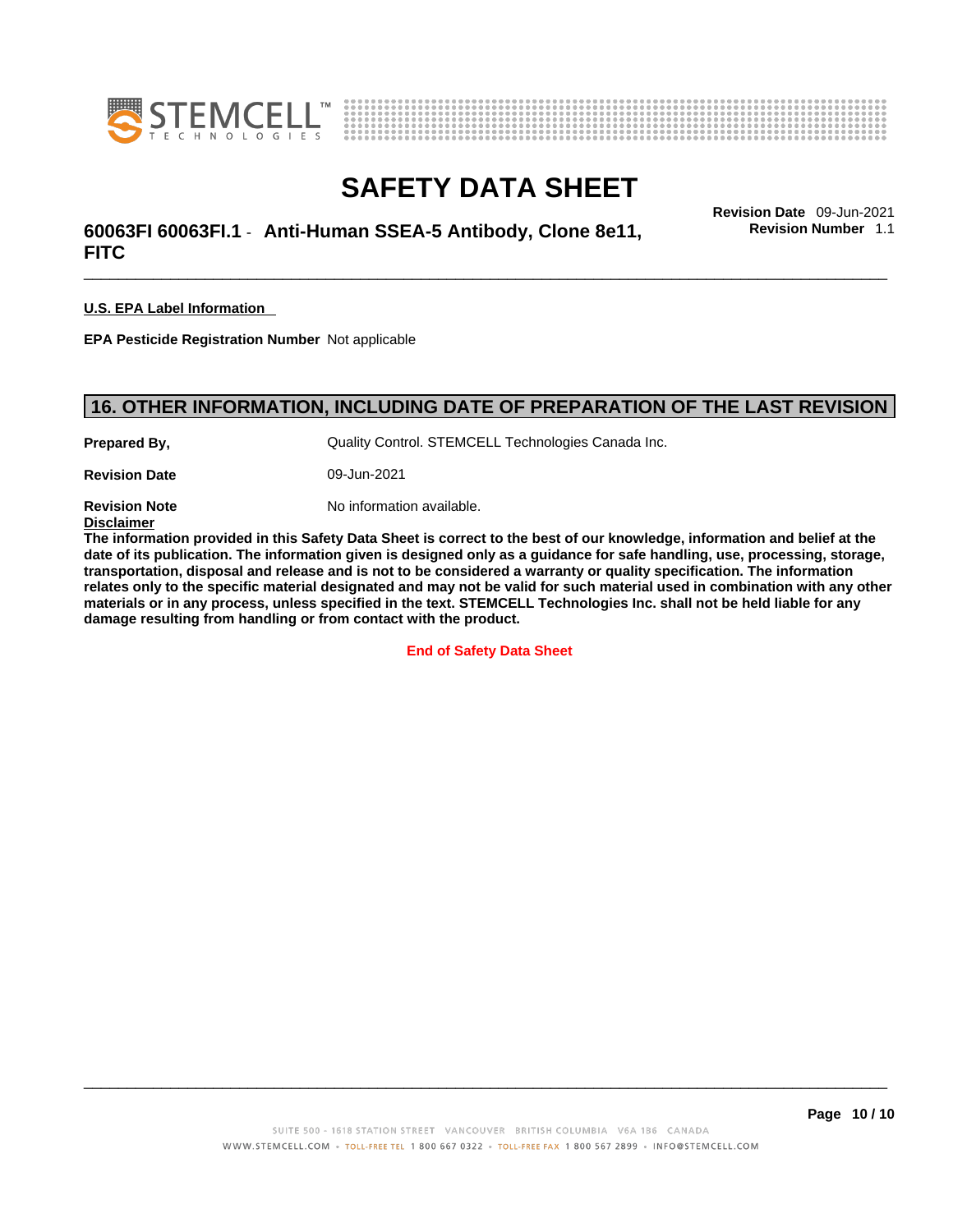**U.S. EPA Label Information**

**EPA Pesticide Registration Number** Not applicable

## 16. OTHER INFORMATION, INCLUDING DATE OF PREPARATION OF THE LAST REVISION

**Prepared By,** Quality Control. STEMCELL Technologies Canada Inc.

**Revision Date** 09-Jun-2021

**Revision Note** No information available.

**Disclaimer**

**The information provided in this Safety Data Sheet is correct to the best of our knowledge, information and belief at the date of its publication. The information given is designed only as a guidance for safe handling, use, processing, storage, transportation, disposal and release and is not to be considered a warranty or quality specification. The information relates only to the specific material designated and may not be valid for such material used in combination with any other materials or in any process, unless specified in the text. STEMCELL Technologies Inc. shall not be held liable for any damage resulting from handling or from contact with the product.**

**End of Safety Data Sheet**